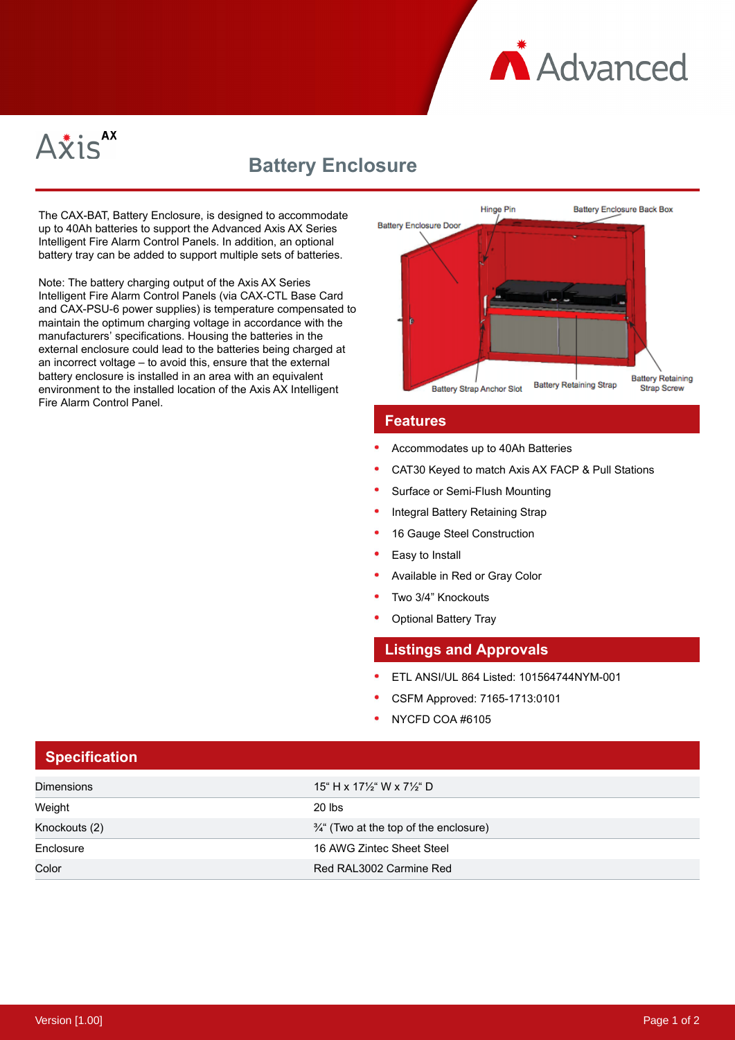# Axis AX

## Battery Enclosure

The CAX-BAT, Battery Enclosure, is designed to accommodate up to 40Ah batteries to support the Advanced Axis AX Series Intelligent Fire Alarm Control Panels. In addition, an optional battery tray can be added to support multiple sets of batteries.

Note: The battery charging output of the Axis AX Series Intelligent Fire Alarm Control Panels (via CAX-CTL Base Card and CAX-PSU-6 power supplies) is temperature compensated to maintain the optimum charging voltage in accordance with the manufacturers' specifications. Housing the batteries in the external enclosure could lead to the batteries being charged at an incorrect voltage – to avoid this, ensure that the external battery enclosure is installed in an area with an equivalent environment to the installed location of the Axis AX Intelligent Fire Alarm Control Panel.

Hinge Pin, Battery Enclosure Back Box, Battery Enclosure Door, Battery Strap Anchor Slot, Battery Retaining Strap, Battery Retaining Strap Screw

## Features

- Accommodates up to 40Ah Batteries
- CAT30 Keyed to match Axis AX FACP & Pull Stations
- Surface or Semi-Flush Mounting
- Integral Battery Retaining Strap
- 16 Gauge Steel Construction
- Easy to Install
- Available in Red or Gray Color
- Two 3/4" Knockouts
- Optional Battery Tray

## Listings and Approvals

- ETL ANSI/UL 864 Listed: 101564744NYM-001
- CSFM Approved: 7165-1713:0101
- NYCFD COA #6105

## Specification

| | |
|---|---|
| Dimensions | 15" H x 17½" W x 7½" D |
| Weight | 20 lbs |
| Knockouts (2) | ¾" (Two at the top of the enclosure) |
| Enclosure | 16 AWG Zintec Sheet Steel |
| Color | Red RAL3002 Carmine Red |

Version [1.00]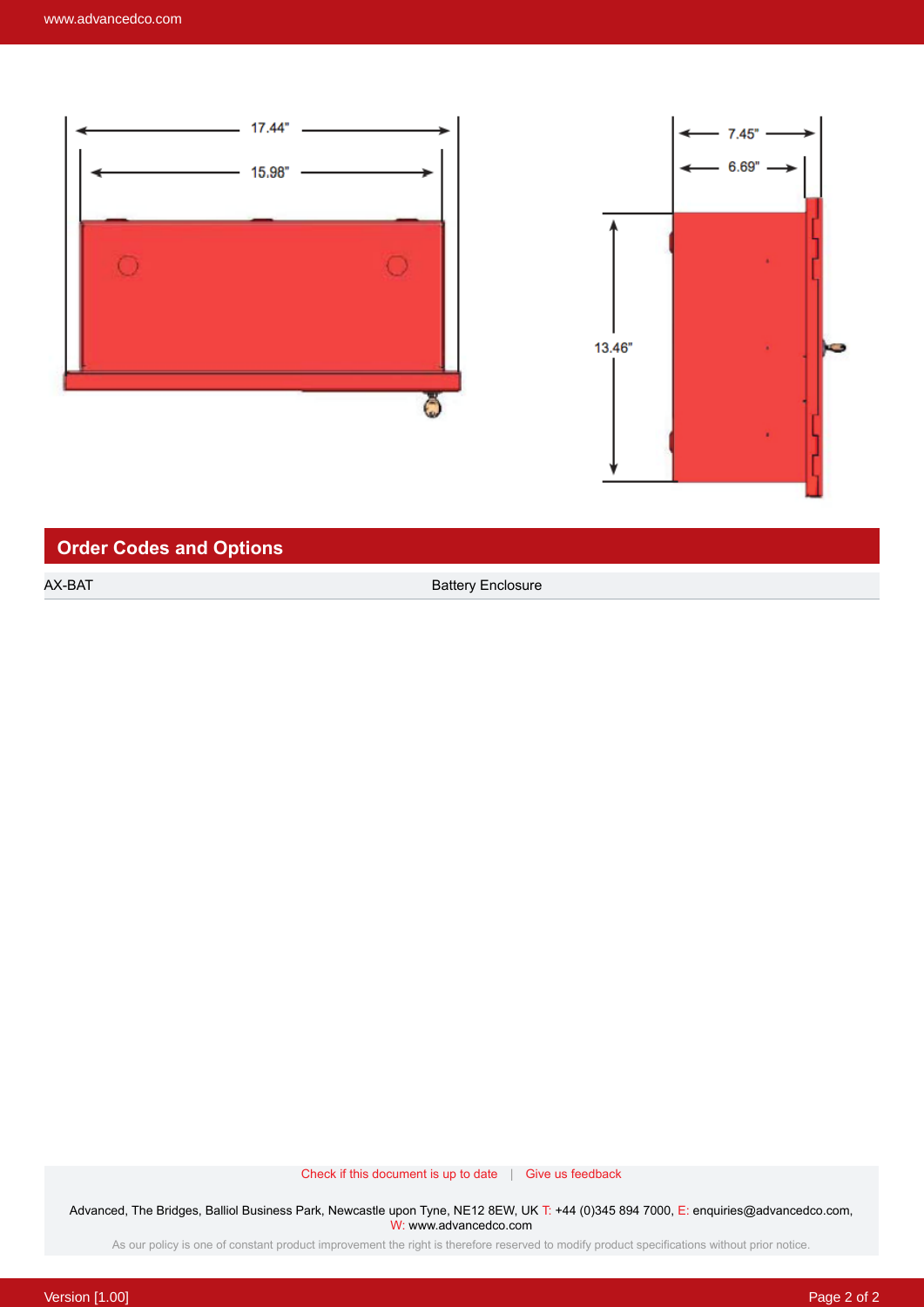17.44"

15.98"

7.45"

6.69"

13.46"

## Order Codes and Options

| | |
|---|---|
| AX-BAT | Battery Enclosure |

Check if this document is up to date | Give us feedback

Advanced, The Bridges, Balliol Business Park, Newcastle upon Tyne, NE12 8EW, UK T: +44 (0)345 894 7000, E: enquiries@advancedco.com, W: www.advancedco.com

As our policy is one of constant product improvement the right is therefore reserved to modify product specifications without prior notice.

Version [1.00]